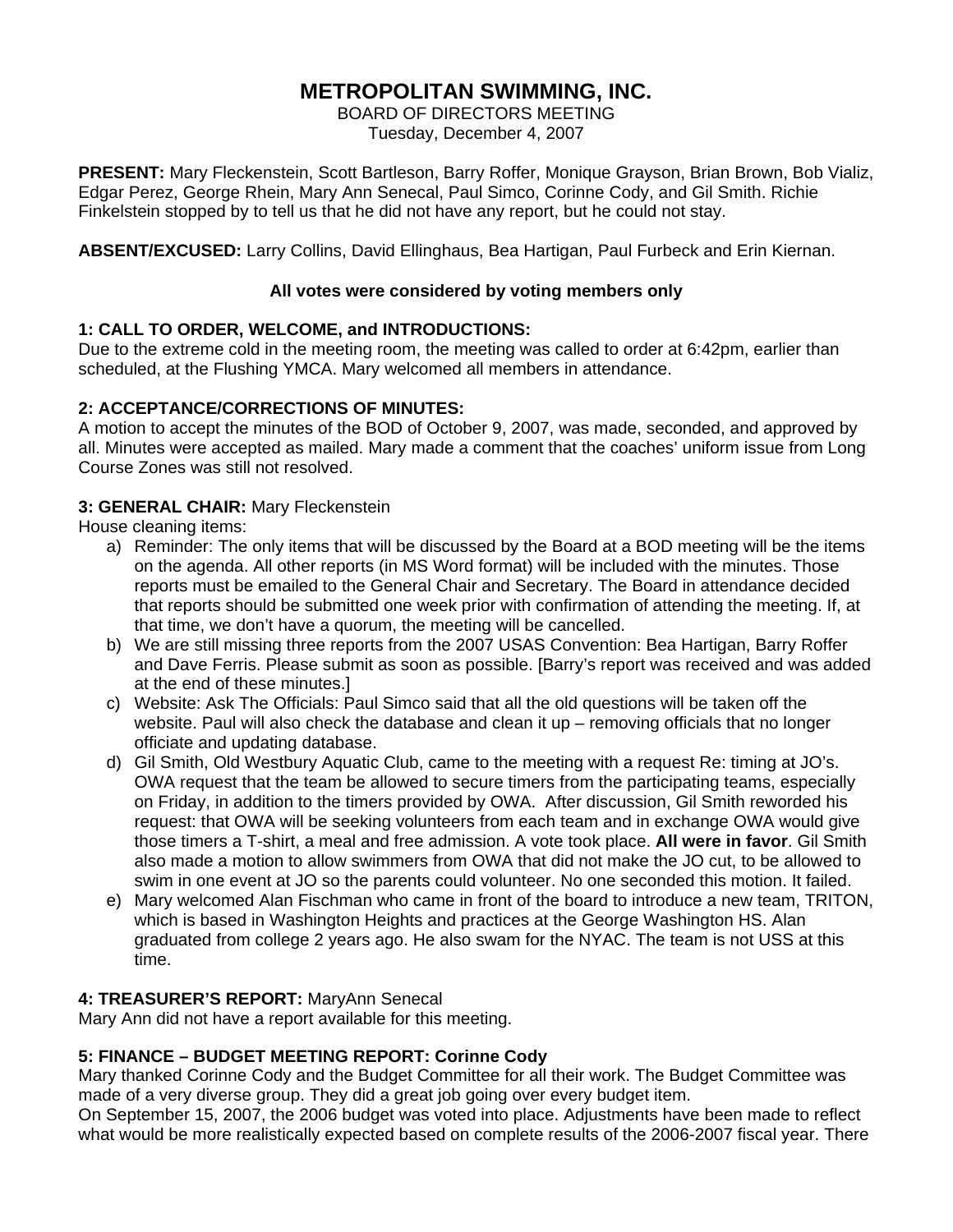# METROPOLITAN SWIMMING, INC.

BOARD OF DIRECTORS MEETING
Tuesday, December 4, 2007

**PRESENT:** Mary Fleckenstein, Scott Bartleson, Barry Roffer, Monique Grayson, Brian Brown, Bob Vializ, Edgar Perez, George Rhein, Mary Ann Senecal, Paul Simco, Corinne Cody, and Gil Smith. Richie Finkelstein stopped by to tell us that he did not have any report, but he could not stay.

**ABSENT/EXCUSED:** Larry Collins, David Ellinghaus, Bea Hartigan, Paul Furbeck and Erin Kiernan.

**All votes were considered by voting members only**

**1: CALL TO ORDER, WELCOME, and INTRODUCTIONS:**
Due to the extreme cold in the meeting room, the meeting was called to order at 6:42pm, earlier than scheduled, at the Flushing YMCA. Mary welcomed all members in attendance.

**2: ACCEPTANCE/CORRECTIONS OF MINUTES:**
A motion to accept the minutes of the BOD of October 9, 2007, was made, seconded, and approved by all. Minutes were accepted as mailed. Mary made a comment that the coaches' uniform issue from Long Course Zones was still not resolved.

**3: GENERAL CHAIR:** Mary Fleckenstein
House cleaning items:

a) Reminder: The only items that will be discussed by the Board at a BOD meeting will be the items on the agenda. All other reports (in MS Word format) will be included with the minutes. Those reports must be emailed to the General Chair and Secretary. The Board in attendance decided that reports should be submitted one week prior with confirmation of attending the meeting. If, at that time, we don't have a quorum, the meeting will be cancelled.
b) We are still missing three reports from the 2007 USAS Convention: Bea Hartigan, Barry Roffer and Dave Ferris. Please submit as soon as possible. [Barry's report was received and was added at the end of these minutes.]
c) Website: Ask The Officials: Paul Simco said that all the old questions will be taken off the website. Paul will also check the database and clean it up – removing officials that no longer officiate and updating database.
d) Gil Smith, Old Westbury Aquatic Club, came to the meeting with a request Re: timing at JO's. OWA request that the team be allowed to secure timers from the participating teams, especially on Friday, in addition to the timers provided by OWA. After discussion, Gil Smith reworded his request: that OWA will be seeking volunteers from each team and in exchange OWA would give those timers a T-shirt, a meal and free admission. A vote took place. **All were in favor**. Gil Smith also made a motion to allow swimmers from OWA that did not make the JO cut, to be allowed to swim in one event at JO so the parents could volunteer. No one seconded this motion. It failed.
e) Mary welcomed Alan Fischman who came in front of the board to introduce a new team, TRITON, which is based in Washington Heights and practices at the George Washington HS. Alan graduated from college 2 years ago. He also swam for the NYAC. The team is not USS at this time.

**4: TREASURER'S REPORT:** MaryAnn Senecal
Mary Ann did not have a report available for this meeting.

**5: FINANCE – BUDGET MEETING REPORT: Corinne Cody**
Mary thanked Corinne Cody and the Budget Committee for all their work. The Budget Committee was made of a very diverse group. They did a great job going over every budget item.
On September 15, 2007, the 2006 budget was voted into place. Adjustments have been made to reflect what would be more realistically expected based on complete results of the 2006-2007 fiscal year. There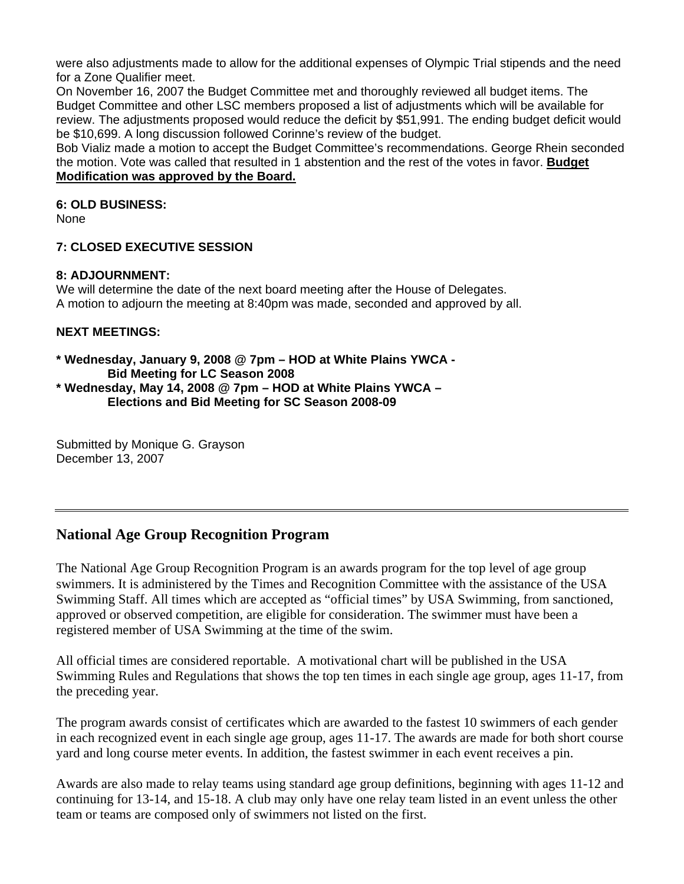were also adjustments made to allow for the additional expenses of Olympic Trial stipends and the need for a Zone Qualifier meet.

On November 16, 2007 the Budget Committee met and thoroughly reviewed all budget items. The Budget Committee and other LSC members proposed a list of adjustments which will be available for review. The adjustments proposed would reduce the deficit by $51,991. The ending budget deficit would be $10,699. A long discussion followed Corinne's review of the budget.

Bob Vializ made a motion to accept the Budget Committee's recommendations. George Rhein seconded the motion. Vote was called that resulted in 1 abstention and the rest of the votes in favor. **Budget Modification was approved by the Board.**

**6: OLD BUSINESS:**

None

**7: CLOSED EXECUTIVE SESSION**

**8: ADJOURNMENT:**

We will determine the date of the next board meeting after the House of Delegates.
A motion to adjourn the meeting at 8:40pm was made, seconded and approved by all.

**NEXT MEETINGS:**

**\* Wednesday, January 9, 2008 @ 7pm – HOD at White Plains YWCA - Bid Meeting for LC Season 2008**
**\* Wednesday, May 14, 2008 @ 7pm – HOD at White Plains YWCA – Elections and Bid Meeting for SC Season 2008-09**

Submitted by Monique G. Grayson
December 13, 2007

---

## National Age Group Recognition Program

The National Age Group Recognition Program is an awards program for the top level of age group swimmers. It is administered by the Times and Recognition Committee with the assistance of the USA Swimming Staff. All times which are accepted as "official times" by USA Swimming, from sanctioned, approved or observed competition, are eligible for consideration. The swimmer must have been a registered member of USA Swimming at the time of the swim.

All official times are considered reportable. A motivational chart will be published in the USA Swimming Rules and Regulations that shows the top ten times in each single age group, ages 11-17, from the preceding year.

The program awards consist of certificates which are awarded to the fastest 10 swimmers of each gender in each recognized event in each single age group, ages 11-17. The awards are made for both short course yard and long course meter events. In addition, the fastest swimmer in each event receives a pin.

Awards are also made to relay teams using standard age group definitions, beginning with ages 11-12 and continuing for 13-14, and 15-18. A club may only have one relay team listed in an event unless the other team or teams are composed only of swimmers not listed on the first.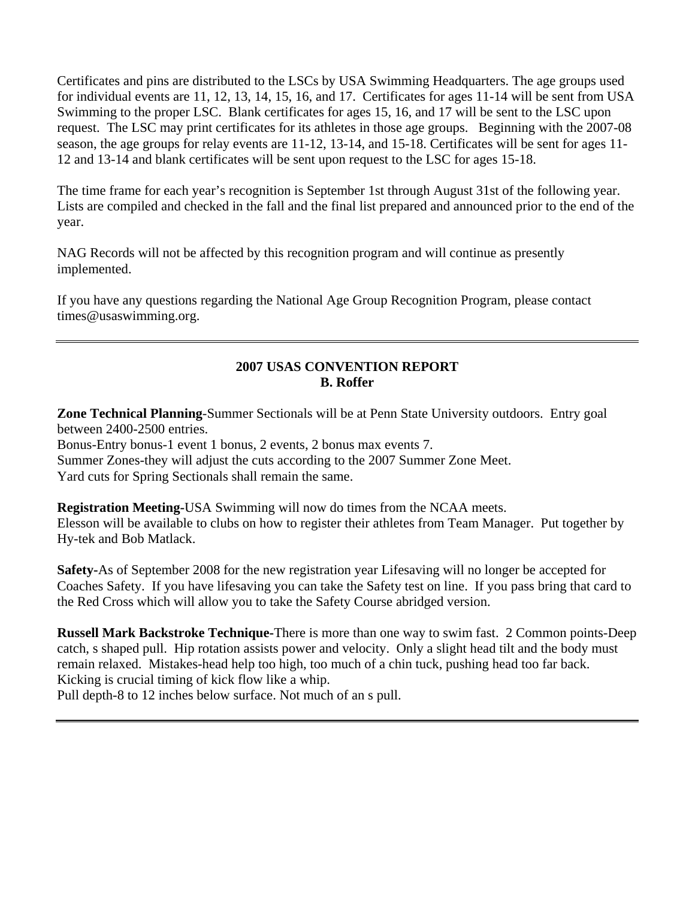Certificates and pins are distributed to the LSCs by USA Swimming Headquarters. The age groups used for individual events are 11, 12, 13, 14, 15, 16, and 17. Certificates for ages 11-14 will be sent from USA Swimming to the proper LSC. Blank certificates for ages 15, 16, and 17 will be sent to the LSC upon request. The LSC may print certificates for its athletes in those age groups. Beginning with the 2007-08 season, the age groups for relay events are 11-12, 13-14, and 15-18. Certificates will be sent for ages 11-12 and 13-14 and blank certificates will be sent upon request to the LSC for ages 15-18.

The time frame for each year's recognition is September 1st through August 31st of the following year. Lists are compiled and checked in the fall and the final list prepared and announced prior to the end of the year.

NAG Records will not be affected by this recognition program and will continue as presently implemented.

If you have any questions regarding the National Age Group Recognition Program, please contact times@usaswimming.org.

---

**2007 USAS CONVENTION REPORT**
**B. Roffer**

**Zone Technical Planning**-Summer Sectionals will be at Penn State University outdoors. Entry goal between 2400-2500 entries.
Bonus-Entry bonus-1 event 1 bonus, 2 events, 2 bonus max events 7.
Summer Zones-they will adjust the cuts according to the 2007 Summer Zone Meet.
Yard cuts for Spring Sectionals shall remain the same.

**Registration Meeting-**USA Swimming will now do times from the NCAA meets.
Elesson will be available to clubs on how to register their athletes from Team Manager. Put together by Hy-tek and Bob Matlack.

**Safety-**As of September 2008 for the new registration year Lifesaving will no longer be accepted for Coaches Safety. If you have lifesaving you can take the Safety test on line. If you pass bring that card to the Red Cross which will allow you to take the Safety Course abridged version.

**Russell Mark Backstroke Technique-**There is more than one way to swim fast. 2 Common points-Deep catch, s shaped pull. Hip rotation assists power and velocity. Only a slight head tilt and the body must remain relaxed. Mistakes-head help too high, too much of a chin tuck, pushing head too far back.
Kicking is crucial timing of kick flow like a whip.
Pull depth-8 to 12 inches below surface. Not much of an s pull.

---